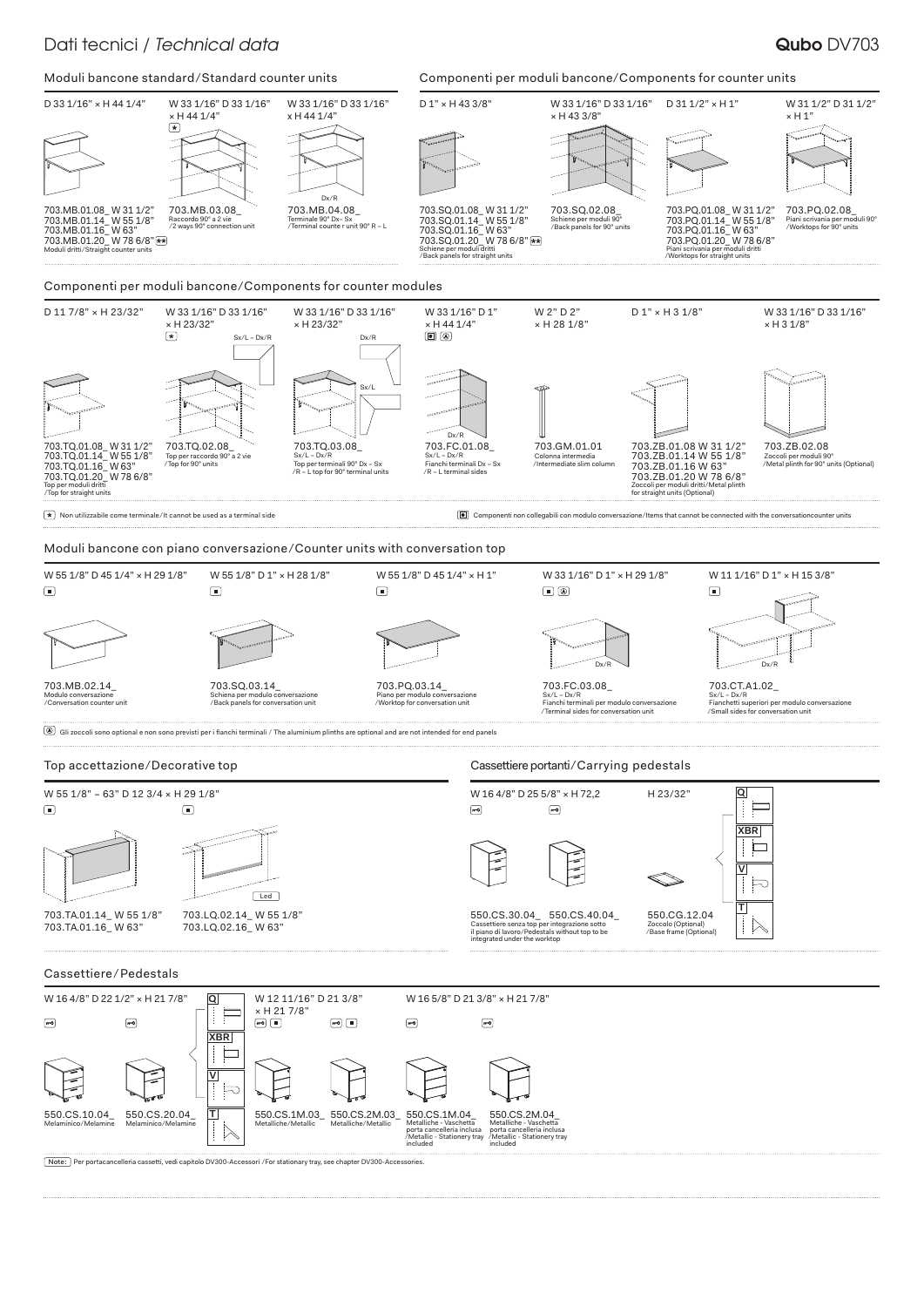# Dati tecnici / *Technical data*

**Qubo** DV703

## Moduli bancone standard/Standard counter units

D 33 1/16" × H 44 1/4"

703.MB.01.08_ W 31 1/2"
703.MB.01.14_ W 55 1/8"
703.MB.01.16_ W 63"
703.MB.01.20_ W 78 6/8" ★★
Moduli dritti/Straight counter units

W 33 1/16" D 33 1/16" × H 44 1/4" ★

703.MB.03.08_
Raccordo 90° a 2 vie
/2 ways 90° connection unit

W 33 1/16" D 33 1/16" x H 44 1/4"

Dx/R

703.MB.04.08_
Terminale 90° Dx– Sx
/Terminal counte r unit 90° R – L

## Componenti per moduli bancone/Components for counter units

D 1" × H 43 3/8"

703.SQ.01.08_ W 31 1/2"
703.SQ.01.14_ W 55 1/8"
703.SQ.01.16_ W 63"
703.SQ.01.20_ W 78 6/8" ★★
Schiene per moduli dritti
/Back panels for straight units

W 33 1/16" D 33 1/16" × H 43 3/8"

703.SQ.02.08_
Schiene per moduli 90°
/Back panels for 90° units

D 31 1/2" × H 1"

703.PQ.01.08_ W 31 1/2"
703.PQ.01.14_ W 55 1/8"
703.PQ.01.16_ W 63"
703.PQ.01.20_ W 78 6/8"
Piani scrivania per moduli dritti
/Worktops for straight units

W 31 1/2" D 31 1/2" × H 1"

703.PQ.02.08_
Piani scrivania per moduli 90°
/Worktops for 90° units

## Componenti per moduli bancone/Components for counter modules

D 11 7/8" × H 23/32"

703.TQ.01.08_ W 31 1/2"
703.TQ.01.14_ W 55 1/8"
703.TQ.01.16_ W 63"
703.TQ.01.20_ W 78 6/8"
Top per moduli dritti
/Top for straight units

W 33 1/16" D 33 1/16" × H 23/32" ★

Sx/L – Dx/R

703.TQ.02.08_
Top per raccordo 90° a 2 vie
/Top for 90° units

W 33 1/16" D 33 1/16" × H 23/32"

Dx/R
Sx/L

703.TQ.03.08_
Sx/L – Dx/R
Top per terminali 90° Dx – Sx
/R – L top for 90° terminal units

W 33 1/16" D 1" × H 44 1/4" ■ Ⓐ

Dx/R

703.FC.01.08_
Sx/L – Dx/R
Fianchi terminali Dx – Sx
/R – L terminal sides

W 2" D 2" × H 28 1/8"

703.GM.01.01
Colonna intermedia
/Intermediate slim column

D 1" × H 3 1/8"

703.ZB.01.08 W 31 1/2"
703.ZB.01.14 W 55 1/8"
703.ZB.01.16 W 63"
703.ZB.01.20 W 78 6/8"
Zoccoli per moduli dritti/Metal plinth for straight units (Optional)

W 33 1/16" D 33 1/16" × H 3 1/8"

703.ZB.02.08
Zoccoli per moduli 90°
/Metal plinth for 90° units (Optional)

★ Non utilizzabile come terminale/It cannot be used as a terminal side

■ Componenti non collegabili con modulo conversazione/Items that cannot be connected with the conversationcounter units

## Moduli bancone con piano conversazione/Counter units with conversation top

W 55 1/8" D 45 1/4" × H 29 1/8" ■

703.MB.02.14_
Modulo conversazione
/Conversation counter unit

W 55 1/8" D 1" × H 28 1/8" ■

703.SQ.03.14_
Schiena per modulo conversazione
/Back panels for conversation unit

W 55 1/8" D 45 1/4" × H 1" ■

703.PQ.03.14_
Piano per modulo conversazione
/Worktop for conversation unit

W 33 1/16" D 1" × H 29 1/8" ■ Ⓐ

Dx/R

703.FC.03.08_
Sx/L – Dx/R
Fianchi terminali per modulo conversazione
/Terminal sides for conversation unit

W 11 1/16" D 1" × H 15 3/8" ■

Dx/R

703.CT.A1.02_
Sx/L – Dx/R
Fianchetti superiori per modulo conversazione
/Small sides for conversation unit

Ⓐ Gli zoccoli sono optional e non sono previsti per i fianchi terminali / The aluminium plinths are optional and are not intended for end panels

## Top accettazione/Decorative top

W 55 1/8" – 63" D 12 3/4 × H 29 1/8"

■

703.TA.01.14_ W 55 1/8"
703.TA.01.16_ W 63"

■

Led

703.LQ.02.14_ W 55 1/8"
703.LQ.02.16_ W 63"

## Cassettiere portanti/Carrying pedestals

W 16 4/8" D 25 5/8" × H 72,2

550.CS.30.04_ 550.CS.40.04_
Cassettiere senza top per integrazione sotto il piano di lavoro/Pedestals without top to be integrated under the worktop

H 23/32"

550.CG.12.04
Zoccolo (Optional)
/Base frame (Optional)

Q
XBR
V
T

## Cassettiere/Pedestals

W 16 4/8" D 22 1/2" × H 21 7/8"

550.CS.10.04_
Melaminico/Melamine

550.CS.20.04_
Melaminico/Melamine

Q
XBR
V
T

W 12 11/16" D 21 3/8" × H 21 7/8"

550.CS.1M.03_
Metalliche/Metallic

550.CS.2M.03_
Metalliche/Metallic

W 16 5/8" D 21 3/8" × H 21 7/8"

550.CS.1M.04_
Metalliche - Vaschetta porta cancelleria inclusa
/Metallic - Stationery tray included

550.CS.2M.04_
Metalliche - Vaschetta porta cancelleria inclusa
/Metallic - Stationery tray included

Note: Per portacancelleria cassetti, vedi capitolo DV300-Accessori /For stationary tray, see chapter DV300-Accessories.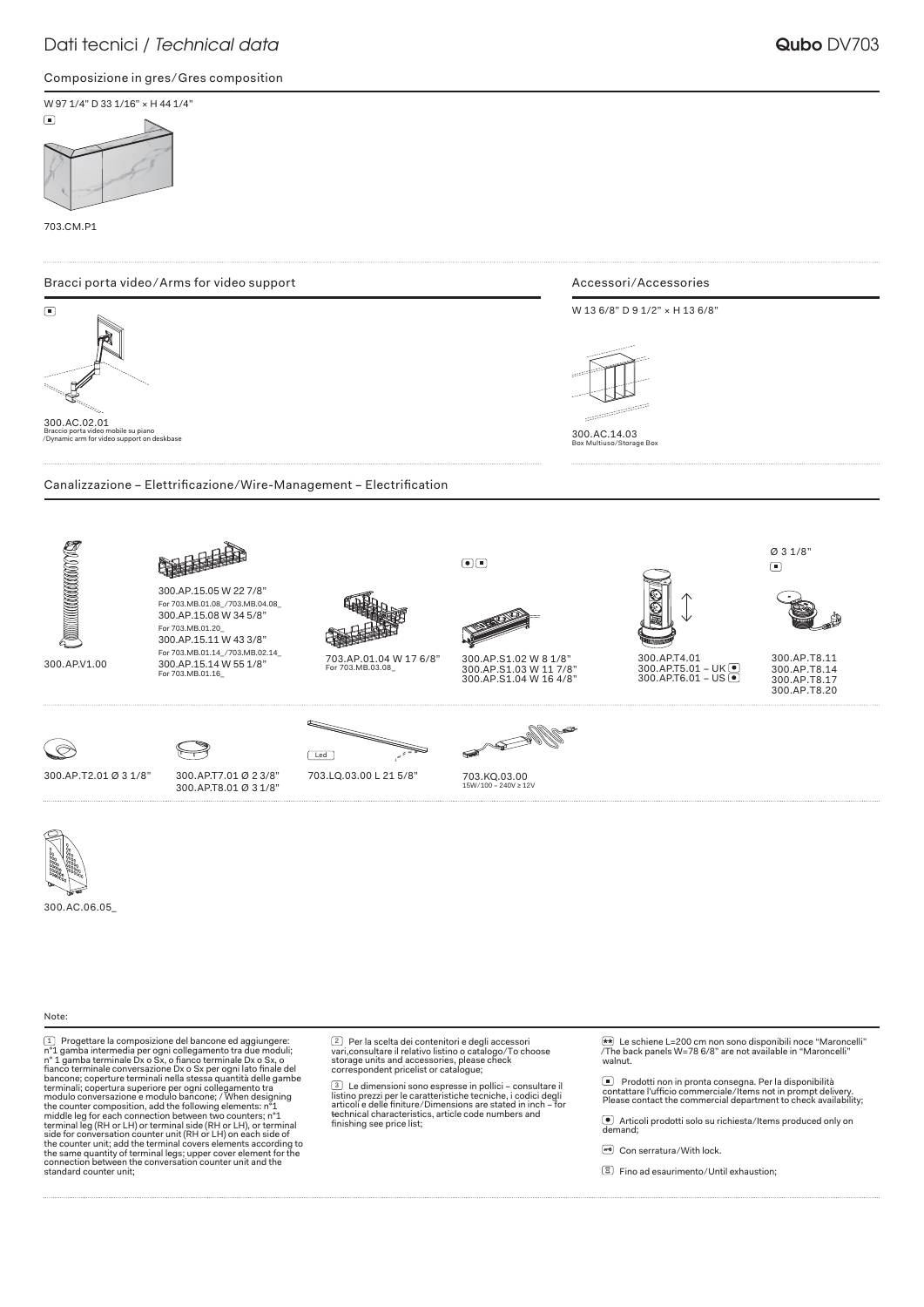# Dati tecnici / *Technical data*

**Qubo** DV703

## Composizione in gres/Gres composition

W 97 1/4" D 33 1/16" × H 44 1/4"

703.CM.P1

## Bracci porta video/Arms for video support

300.AC.02.01
Braccio porta video mobile su piano
/Dynamic arm for video support on deskbase

## Accessori/Accessories

W 13 6/8" D 9 1/2" × H 13 6/8"

300.AC.14.03
Box Multiuso/Storage Box

## Canalizzazione – Elettrificazione/Wire-Management – Electrification

300.AP.V1.00

300.AP.15.05 W 22 7/8"
For 703.MB.01.08_/703.MB.04.08_
300.AP.15.08 W 34 5/8"
For 703.MB.01.20_
300.AP.15.11 W 43 3/8"
For 703.MB.01.14_/703.MB.02.14_
300.AP.15.14 W 55 1/8"
For 703.MB.01.16_

703.AP.01.04 W 17 6/8"
For 703.MB.03.08_

300.AP.S1.02 W 8 1/8"
300.AP.S1.03 W 11 7/8"
300.AP.S1.04 W 16 4/8"

300.AP.T4.01
300.AP.T5.01 – UK
300.AP.T6.01 – US

Ø 3 1/8"

300.AP.T8.11
300.AP.T8.14
300.AP.T8.17
300.AP.T8.20

300.AP.T2.01 Ø 3 1/8"

300.AP.T7.01 Ø 2 3/8"
300.AP.T8.01 Ø 3 1/8"

Led

703.LQ.03.00 L 21 5/8"

703.KQ.03.00
15W/100 – 240V ≥ 12V

300.AC.06.05_

Note:

1 Progettare la composizione del bancone ed aggiungere: n°1 gamba intermedia per ogni collegamento tra due moduli; n° 1 gamba terminale Dx o Sx, o fianco terminale Dx o Sx, o fianco terminale conversazione Dx o Sx per ogni lato finale del bancone; coperture terminali nella stessa quantità delle gambe terminali; copertura superiore per ogni collegamento tra modulo conversazione e modulo bancone; / When designing the counter composition, add the following elements: n°1 middle leg for each connection between two counters; n°1 terminal leg (RH or LH) or terminal side (RH or LH), or terminal side for conversation counter unit (RH or LH) on each side of the counter unit; add the terminal covers elements according to the same quantity of terminal legs; upper cover element for the connection between the conversation counter unit and the standard counter unit;

2 Per la scelta dei contenitori e degli accessori vari,consultare il relativo listino o catalogo/To choose storage units and accessories, please check correspondent pricelist or catalogue;

3 Le dimensioni sono espresse in pollici – consultare il listino prezzi per le caratteristiche tecniche, i codici degli articoli e delle finiture/Dimensions are stated in inch – for technical characteristics, article code numbers and finishing see price list;

★★ Le schiene L=200 cm non sono disponibili noce "Maroncelli" /The back panels W=78 6/8" are not available in "Maroncelli" walnut.

■ Prodotti non in pronta consegna. Per la disponibilità contattare l'ufficio commerciale/Items not in prompt delivery. Please contact the commercial department to check availability;

● Articoli prodotti solo su richiesta/Items produced only on demand;

Con serratura/With lock.

Fino ad esaurimento/Until exhaustion;